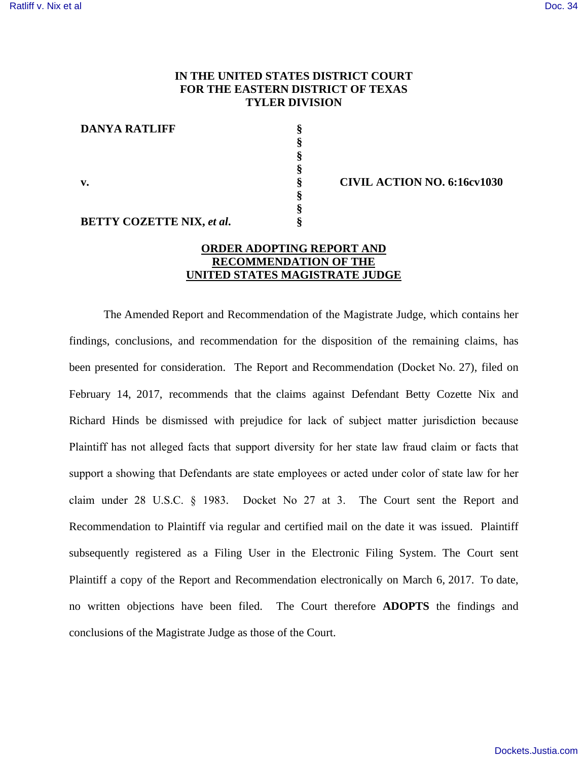# IN THE UNITED STATES DISTRICT COURT
# FOR THE EASTERN DISTRICT OF TEXAS
# TYLER DIVISION

| | | |
|---|---|---|
| **DANYA RATLIFF** | § | |
| | § | |
| | § | |
| | § | |
| **v.** | § | **CIVIL ACTION NO. 6:16cv1030** |
| | § | |
| | § | |
| **BETTY COZETTE NIX,** ***et al.*** | § | |

## ORDER ADOPTING REPORT AND RECOMMENDATION OF THE UNITED STATES MAGISTRATE JUDGE

The Amended Report and Recommendation of the Magistrate Judge, which contains her findings, conclusions, and recommendation for the disposition of the remaining claims, has been presented for consideration. The Report and Recommendation (Docket No. 27), filed on February 14, 2017, recommends that the claims against Defendant Betty Cozette Nix and Richard Hinds be dismissed with prejudice for lack of subject matter jurisdiction because Plaintiff has not alleged facts that support diversity for her state law fraud claim or facts that support a showing that Defendants are state employees or acted under color of state law for her claim under 28 U.S.C. § 1983. Docket No 27 at 3. The Court sent the Report and Recommendation to Plaintiff via regular and certified mail on the date it was issued. Plaintiff subsequently registered as a Filing User in the Electronic Filing System. The Court sent Plaintiff a copy of the Report and Recommendation electronically on March 6, 2017. To date, no written objections have been filed. The Court therefore **ADOPTS** the findings and conclusions of the Magistrate Judge as those of the Court.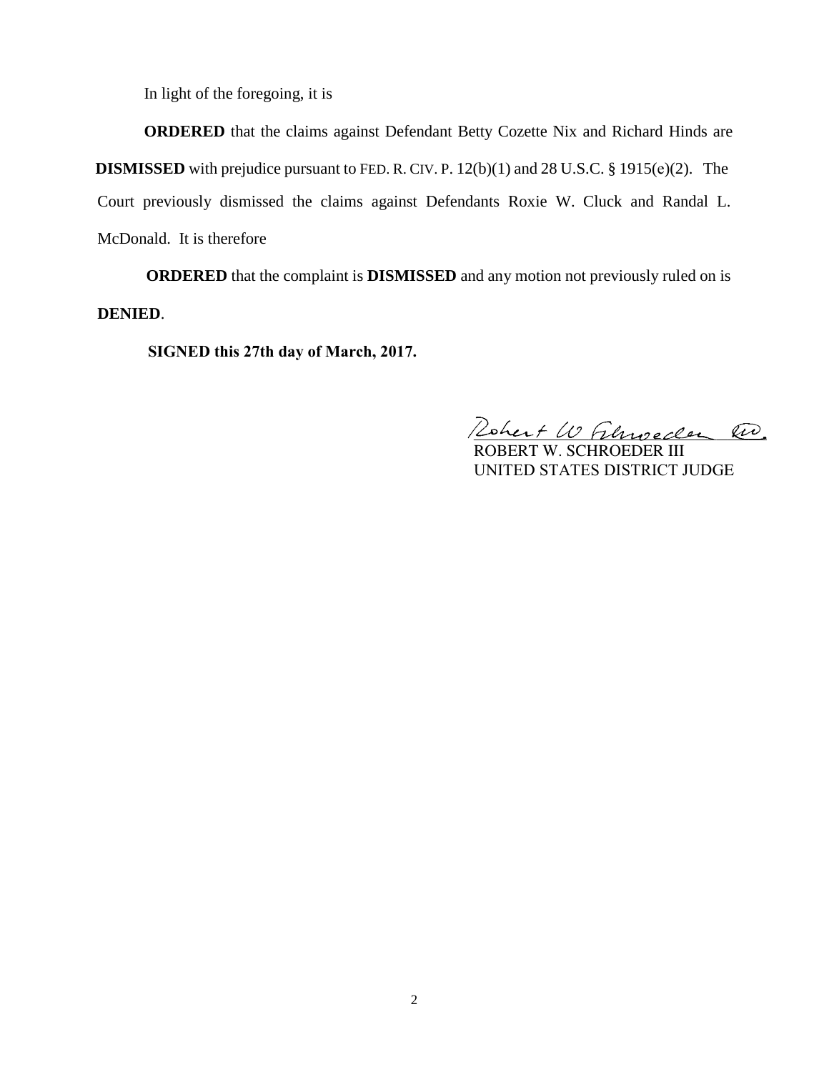In light of the foregoing, it is

**ORDERED** that the claims against Defendant Betty Cozette Nix and Richard Hinds are **DISMISSED** with prejudice pursuant to FED. R. CIV. P. 12(b)(1) and 28 U.S.C. § 1915(e)(2). The Court previously dismissed the claims against Defendants Roxie W. Cluck and Randal L. McDonald. It is therefore

**ORDERED** that the complaint is **DISMISSED** and any motion not previously ruled on is **DENIED**.

**SIGNED this 27th day of March, 2017.**

ROBERT W. SCHROEDER III
UNITED STATES DISTRICT JUDGE